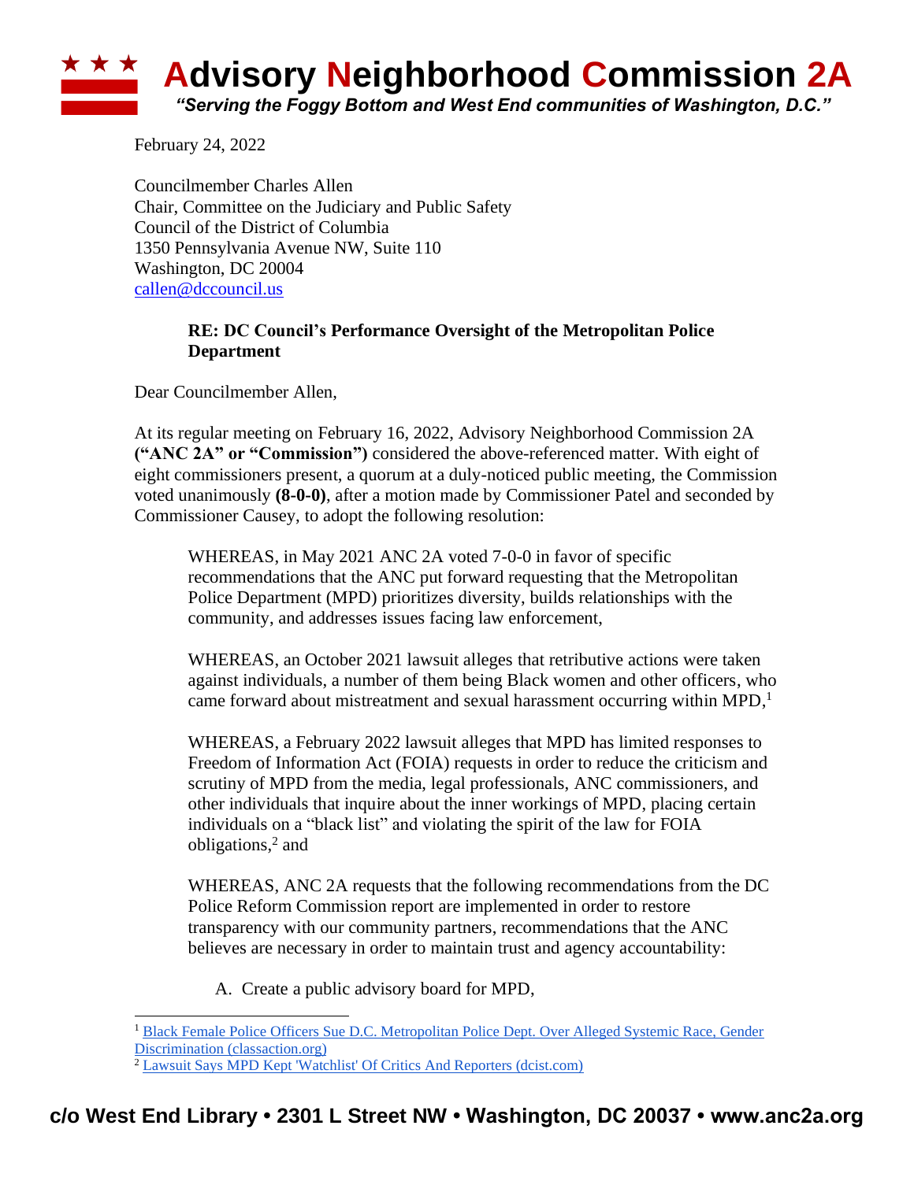# Advisory Neighborhood Commission 2A

*"Serving the Foggy Bottom and West End communities of Washington, D.C."*

February 24, 2022

Councilmember Charles Allen
Chair, Committee on the Judiciary and Public Safety
Council of the District of Columbia
1350 Pennsylvania Avenue NW, Suite 110
Washington, DC 20004
callen@dccouncil.us

**RE: DC Council's Performance Oversight of the Metropolitan Police Department**

Dear Councilmember Allen,

At its regular meeting on February 16, 2022, Advisory Neighborhood Commission 2A **("ANC 2A" or "Commission")** considered the above-referenced matter. With eight of eight commissioners present, a quorum at a duly-noticed public meeting, the Commission voted unanimously **(8-0-0)**, after a motion made by Commissioner Patel and seconded by Commissioner Causey, to adopt the following resolution:

> WHEREAS, in May 2021 ANC 2A voted 7-0-0 in favor of specific recommendations that the ANC put forward requesting that the Metropolitan Police Department (MPD) prioritizes diversity, builds relationships with the community, and addresses issues facing law enforcement,
>
> WHEREAS, an October 2021 lawsuit alleges that retributive actions were taken against individuals, a number of them being Black women and other officers, who came forward about mistreatment and sexual harassment occurring within MPD,[1]
>
> WHEREAS, a February 2022 lawsuit alleges that MPD has limited responses to Freedom of Information Act (FOIA) requests in order to reduce the criticism and scrutiny of MPD from the media, legal professionals, ANC commissioners, and other individuals that inquire about the inner workings of MPD, placing certain individuals on a "black list" and violating the spirit of the law for FOIA obligations,[2] and
>
> WHEREAS, ANC 2A requests that the following recommendations from the DC Police Reform Commission report are implemented in order to restore transparency with our community partners, recommendations that the ANC believes are necessary in order to maintain trust and agency accountability:
>
> A. Create a public advisory board for MPD,

---

[1] Black Female Police Officers Sue D.C. Metropolitan Police Dept. Over Alleged Systemic Race, Gender Discrimination (classaction.org)

[2] Lawsuit Says MPD Kept 'Watchlist' Of Critics And Reporters (dcist.com)

c/o West End Library • 2301 L Street NW • Washington, DC 20037 • www.anc2a.org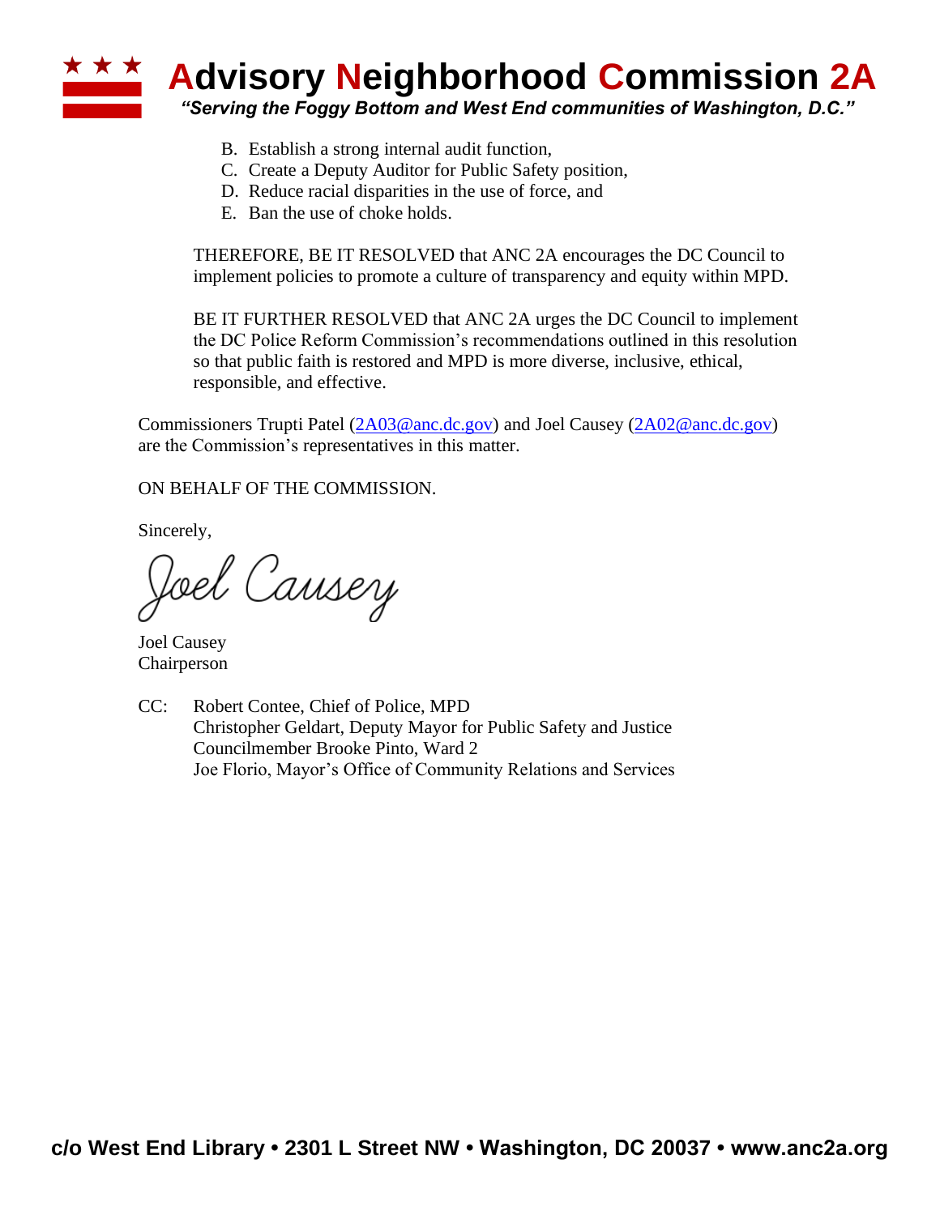B. Establish a strong internal audit function,
C. Create a Deputy Auditor for Public Safety position,
D. Reduce racial disparities in the use of force, and
E. Ban the use of choke holds.

THEREFORE, BE IT RESOLVED that ANC 2A encourages the DC Council to implement policies to promote a culture of transparency and equity within MPD.

BE IT FURTHER RESOLVED that ANC 2A urges the DC Council to implement the DC Police Reform Commission's recommendations outlined in this resolution so that public faith is restored and MPD is more diverse, inclusive, ethical, responsible, and effective.

Commissioners Trupti Patel (2A03@anc.dc.gov) and Joel Causey (2A02@anc.dc.gov) are the Commission's representatives in this matter.

ON BEHALF OF THE COMMISSION.

Sincerely,

Joel Causey

Joel Causey
Chairperson

CC: Robert Contee, Chief of Police, MPD
Christopher Geldart, Deputy Mayor for Public Safety and Justice
Councilmember Brooke Pinto, Ward 2
Joe Florio, Mayor's Office of Community Relations and Services